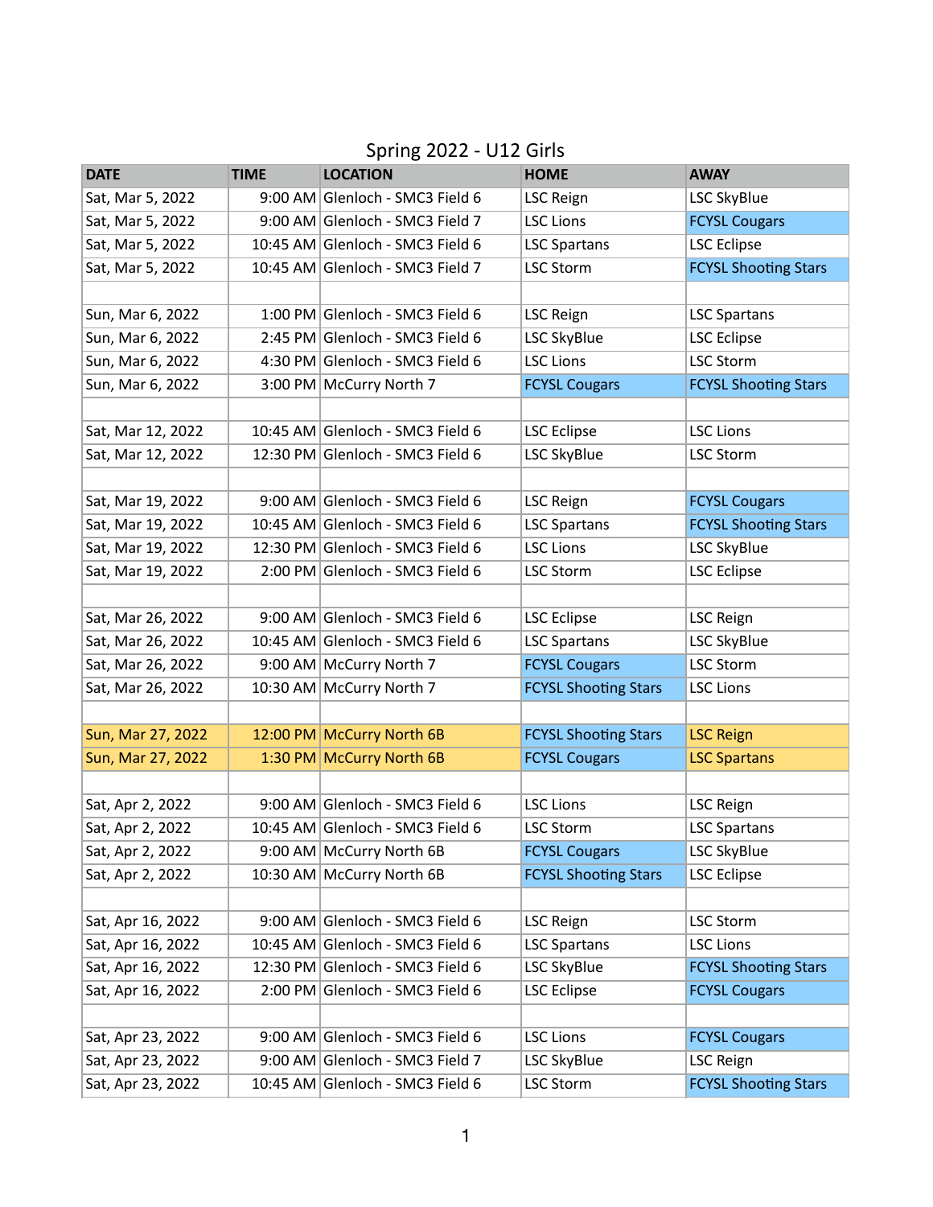# Spring 2022 - U12 Girls

| DATE | TIME | LOCATION | HOME | AWAY |
|---|---|---|---|---|
| Sat, Mar 5, 2022 | 9:00 AM | Glenloch - SMC3 Field 6 | LSC Reign | LSC SkyBlue |
| Sat, Mar 5, 2022 | 9:00 AM | Glenloch - SMC3 Field 7 | LSC Lions | FCYSL Cougars |
| Sat, Mar 5, 2022 | 10:45 AM | Glenloch - SMC3 Field 6 | LSC Spartans | LSC Eclipse |
| Sat, Mar 5, 2022 | 10:45 AM | Glenloch - SMC3 Field 7 | LSC Storm | FCYSL Shooting Stars |
| | | | | |
| Sun, Mar 6, 2022 | 1:00 PM | Glenloch - SMC3 Field 6 | LSC Reign | LSC Spartans |
| Sun, Mar 6, 2022 | 2:45 PM | Glenloch - SMC3 Field 6 | LSC SkyBlue | LSC Eclipse |
| Sun, Mar 6, 2022 | 4:30 PM | Glenloch - SMC3 Field 6 | LSC Lions | LSC Storm |
| Sun, Mar 6, 2022 | 3:00 PM | McCurry North 7 | FCYSL Cougars | FCYSL Shooting Stars |
| | | | | |
| Sat, Mar 12, 2022 | 10:45 AM | Glenloch - SMC3 Field 6 | LSC Eclipse | LSC Lions |
| Sat, Mar 12, 2022 | 12:30 PM | Glenloch - SMC3 Field 6 | LSC SkyBlue | LSC Storm |
| | | | | |
| Sat, Mar 19, 2022 | 9:00 AM | Glenloch - SMC3 Field 6 | LSC Reign | FCYSL Cougars |
| Sat, Mar 19, 2022 | 10:45 AM | Glenloch - SMC3 Field 6 | LSC Spartans | FCYSL Shooting Stars |
| Sat, Mar 19, 2022 | 12:30 PM | Glenloch - SMC3 Field 6 | LSC Lions | LSC SkyBlue |
| Sat, Mar 19, 2022 | 2:00 PM | Glenloch - SMC3 Field 6 | LSC Storm | LSC Eclipse |
| | | | | |
| Sat, Mar 26, 2022 | 9:00 AM | Glenloch - SMC3 Field 6 | LSC Eclipse | LSC Reign |
| Sat, Mar 26, 2022 | 10:45 AM | Glenloch - SMC3 Field 6 | LSC Spartans | LSC SkyBlue |
| Sat, Mar 26, 2022 | 9:00 AM | McCurry North 7 | FCYSL Cougars | LSC Storm |
| Sat, Mar 26, 2022 | 10:30 AM | McCurry North 7 | FCYSL Shooting Stars | LSC Lions |
| | | | | |
| Sun, Mar 27, 2022 | 12:00 PM | McCurry North 6B | FCYSL Shooting Stars | LSC Reign |
| Sun, Mar 27, 2022 | 1:30 PM | McCurry North 6B | FCYSL Cougars | LSC Spartans |
| | | | | |
| Sat, Apr 2, 2022 | 9:00 AM | Glenloch - SMC3 Field 6 | LSC Lions | LSC Reign |
| Sat, Apr 2, 2022 | 10:45 AM | Glenloch - SMC3 Field 6 | LSC Storm | LSC Spartans |
| Sat, Apr 2, 2022 | 9:00 AM | McCurry North 6B | FCYSL Cougars | LSC SkyBlue |
| Sat, Apr 2, 2022 | 10:30 AM | McCurry North 6B | FCYSL Shooting Stars | LSC Eclipse |
| | | | | |
| Sat, Apr 16, 2022 | 9:00 AM | Glenloch - SMC3 Field 6 | LSC Reign | LSC Storm |
| Sat, Apr 16, 2022 | 10:45 AM | Glenloch - SMC3 Field 6 | LSC Spartans | LSC Lions |
| Sat, Apr 16, 2022 | 12:30 PM | Glenloch - SMC3 Field 6 | LSC SkyBlue | FCYSL Shooting Stars |
| Sat, Apr 16, 2022 | 2:00 PM | Glenloch - SMC3 Field 6 | LSC Eclipse | FCYSL Cougars |
| | | | | |
| Sat, Apr 23, 2022 | 9:00 AM | Glenloch - SMC3 Field 6 | LSC Lions | FCYSL Cougars |
| Sat, Apr 23, 2022 | 9:00 AM | Glenloch - SMC3 Field 7 | LSC SkyBlue | LSC Reign |
| Sat, Apr 23, 2022 | 10:45 AM | Glenloch - SMC3 Field 6 | LSC Storm | FCYSL Shooting Stars |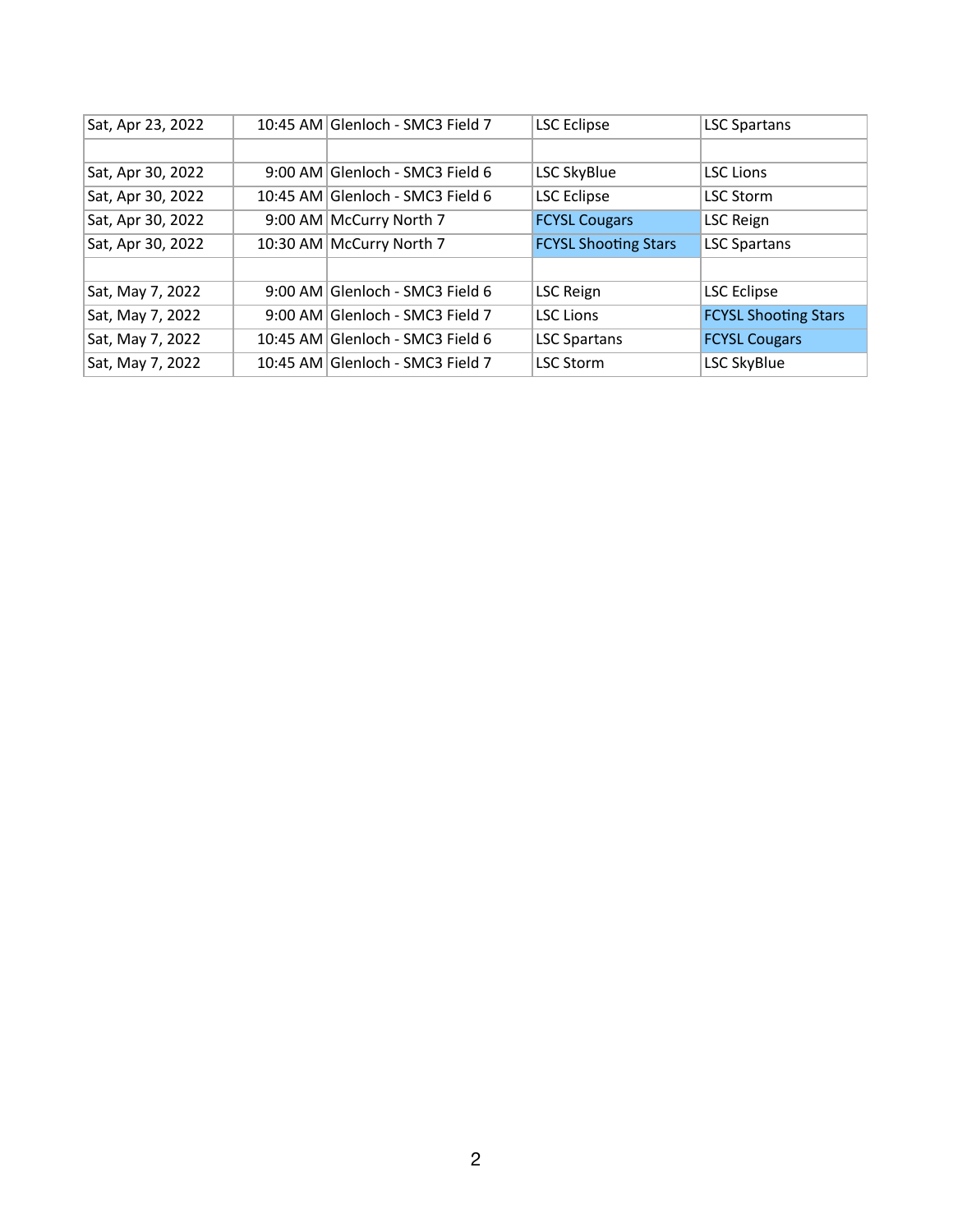| | | | | |
|---|---|---|---|---|
| Sat, Apr 23, 2022 | 10:45 AM | Glenloch - SMC3 Field 7 | LSC Eclipse | LSC Spartans |
| | | | | |
| Sat, Apr 30, 2022 | 9:00 AM | Glenloch - SMC3 Field 6 | LSC SkyBlue | LSC Lions |
| Sat, Apr 30, 2022 | 10:45 AM | Glenloch - SMC3 Field 6 | LSC Eclipse | LSC Storm |
| Sat, Apr 30, 2022 | 9:00 AM | McCurry North 7 | FCYSL Cougars | LSC Reign |
| Sat, Apr 30, 2022 | 10:30 AM | McCurry North 7 | FCYSL Shooting Stars | LSC Spartans |
| | | | | |
| Sat, May 7, 2022 | 9:00 AM | Glenloch - SMC3 Field 6 | LSC Reign | LSC Eclipse |
| Sat, May 7, 2022 | 9:00 AM | Glenloch - SMC3 Field 7 | LSC Lions | FCYSL Shooting Stars |
| Sat, May 7, 2022 | 10:45 AM | Glenloch - SMC3 Field 6 | LSC Spartans | FCYSL Cougars |
| Sat, May 7, 2022 | 10:45 AM | Glenloch - SMC3 Field 7 | LSC Storm | LSC SkyBlue |